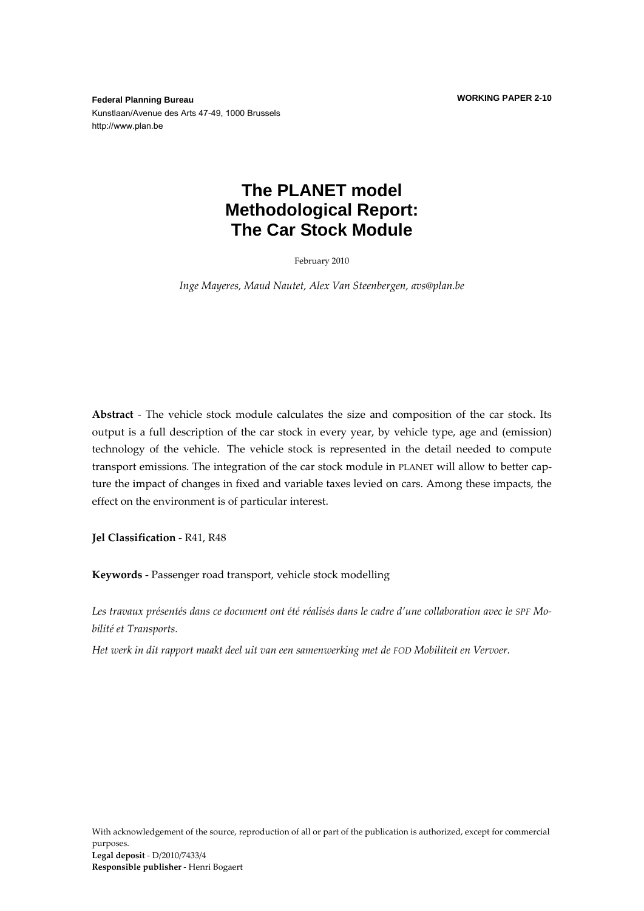**Federal Planning Bureau**
Kunstlaan/Avenue des Arts 47-49, 1000 Brussels
http://www.plan.be

**WORKING PAPER 2-10**

# The PLANET model Methodological Report: The Car Stock Module

February 2010

*Inge Mayeres, Maud Nautet, Alex Van Steenbergen, avs@plan.be*

**Abstract** - The vehicle stock module calculates the size and composition of the car stock. Its output is a full description of the car stock in every year, by vehicle type, age and (emission) technology of the vehicle. The vehicle stock is represented in the detail needed to compute transport emissions. The integration of the car stock module in PLANET will allow to better capture the impact of changes in fixed and variable taxes levied on cars. Among these impacts, the effect on the environment is of particular interest.

**Jel Classification** - R41, R48

**Keywords** - Passenger road transport, vehicle stock modelling

*Les travaux présentés dans ce document ont été réalisés dans le cadre d'une collaboration avec le SPF Mobilité et Transports.*

*Het werk in dit rapport maakt deel uit van een samenwerking met de FOD Mobiliteit en Vervoer.*

With acknowledgement of the source, reproduction of all or part of the publication is authorized, except for commercial purposes.
**Legal deposit** - D/2010/7433/4
**Responsible publisher** - Henri Bogaert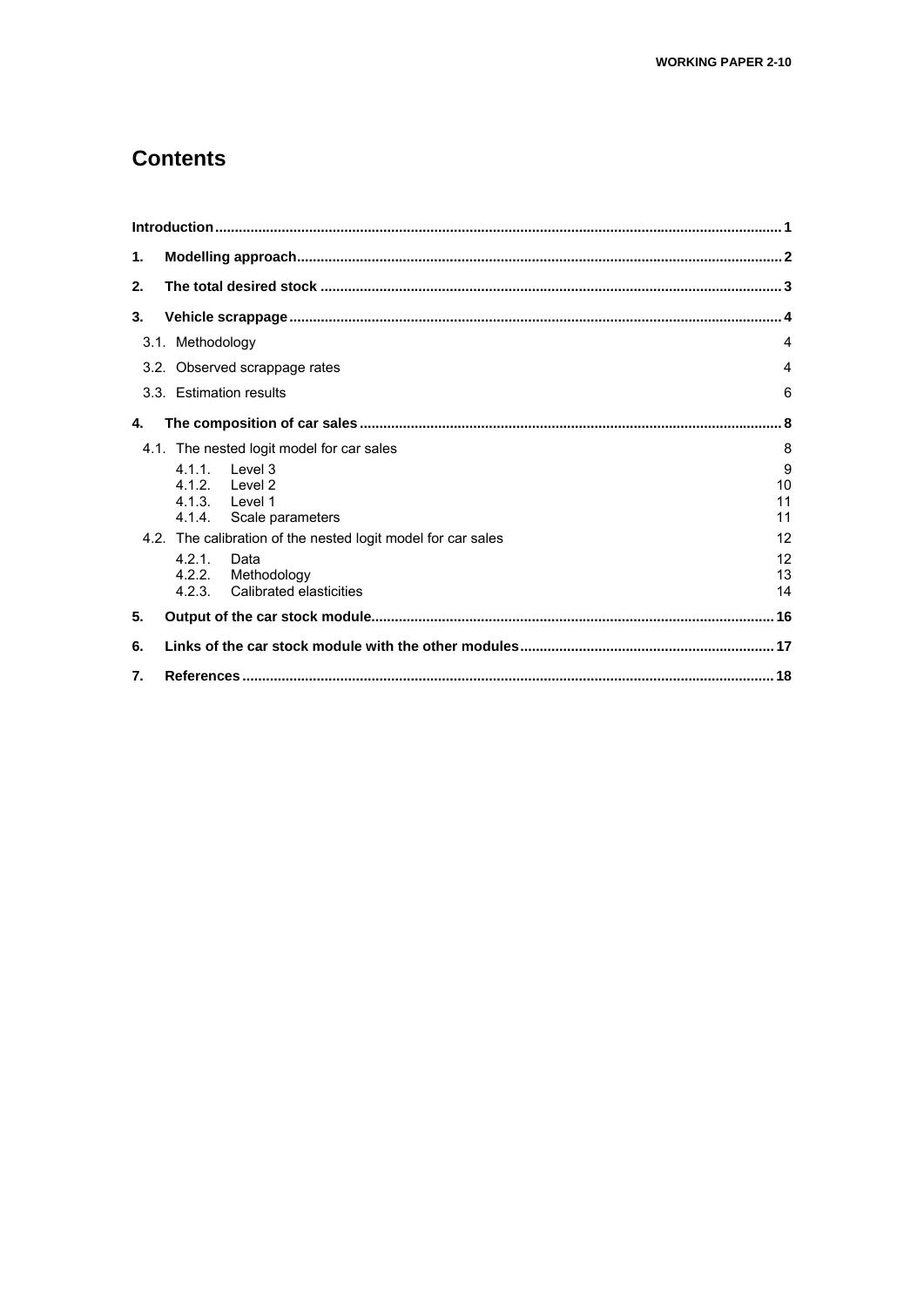# Contents

| | |
|---|---|
| **Introduction** | **1** |
| **1. Modelling approach** | **2** |
| **2. The total desired stock** | **3** |
| **3. Vehicle scrappage** | **4** |
| 3.1. Methodology | 4 |
| 3.2. Observed scrappage rates | 4 |
| 3.3. Estimation results | 6 |
| **4. The composition of car sales** | **8** |
| 4.1. The nested logit model for car sales | 8 |
| 4.1.1. Level 3 | 9 |
| 4.1.2. Level 2 | 10 |
| 4.1.3. Level 1 | 11 |
| 4.1.4. Scale parameters | 11 |
| 4.2. The calibration of the nested logit model for car sales | 12 |
| 4.2.1. Data | 12 |
| 4.2.2. Methodology | 13 |
| 4.2.3. Calibrated elasticities | 14 |
| **5. Output of the car stock module** | **16** |
| **6. Links of the car stock module with the other modules** | **17** |
| **7. References** | **18** |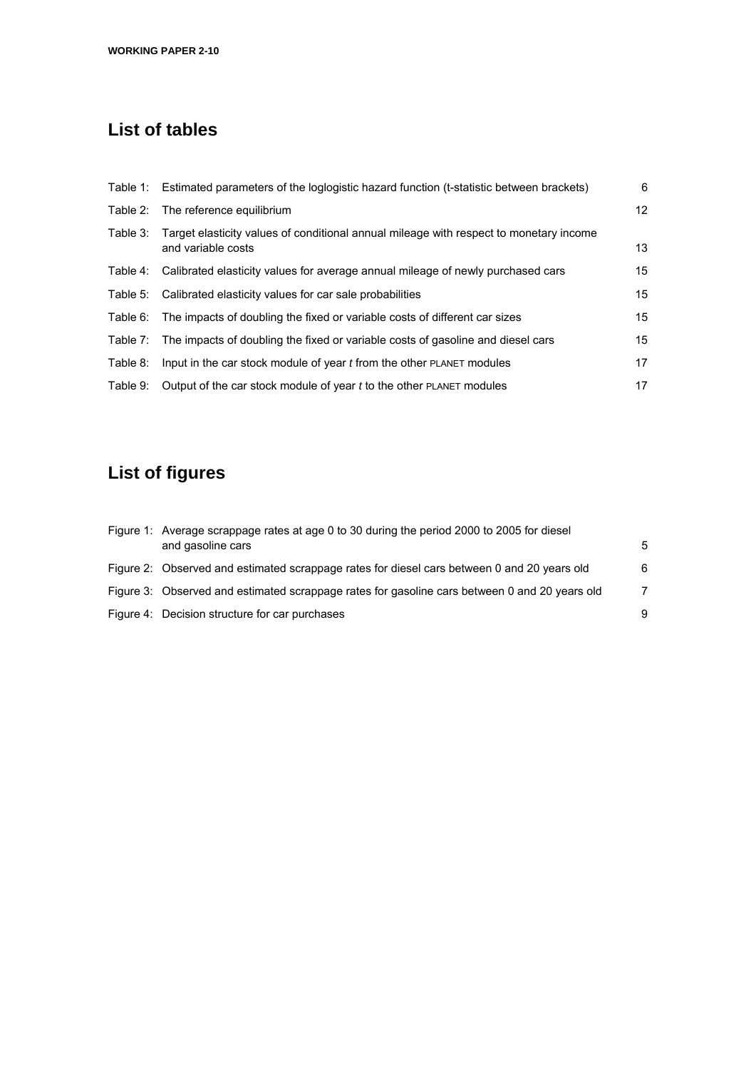## List of tables

| | | |
|---|---|---|
| Table 1: | Estimated parameters of the loglogistic hazard function (t-statistic between brackets) | 6 |
| Table 2: | The reference equilibrium | 12 |
| Table 3: | Target elasticity values of conditional annual mileage with respect to monetary income and variable costs | 13 |
| Table 4: | Calibrated elasticity values for average annual mileage of newly purchased cars | 15 |
| Table 5: | Calibrated elasticity values for car sale probabilities | 15 |
| Table 6: | The impacts of doubling the fixed or variable costs of different car sizes | 15 |
| Table 7: | The impacts of doubling the fixed or variable costs of gasoline and diesel cars | 15 |
| Table 8: | Input in the car stock module of year *t* from the other PLANET modules | 17 |
| Table 9: | Output of the car stock module of year *t* to the other PLANET modules | 17 |

## List of figures

| | | |
|---|---|---|
| Figure 1: | Average scrappage rates at age 0 to 30 during the period 2000 to 2005 for diesel and gasoline cars | 5 |
| Figure 2: | Observed and estimated scrappage rates for diesel cars between 0 and 20 years old | 6 |
| Figure 3: | Observed and estimated scrappage rates for gasoline cars between 0 and 20 years old | 7 |
| Figure 4: | Decision structure for car purchases | 9 |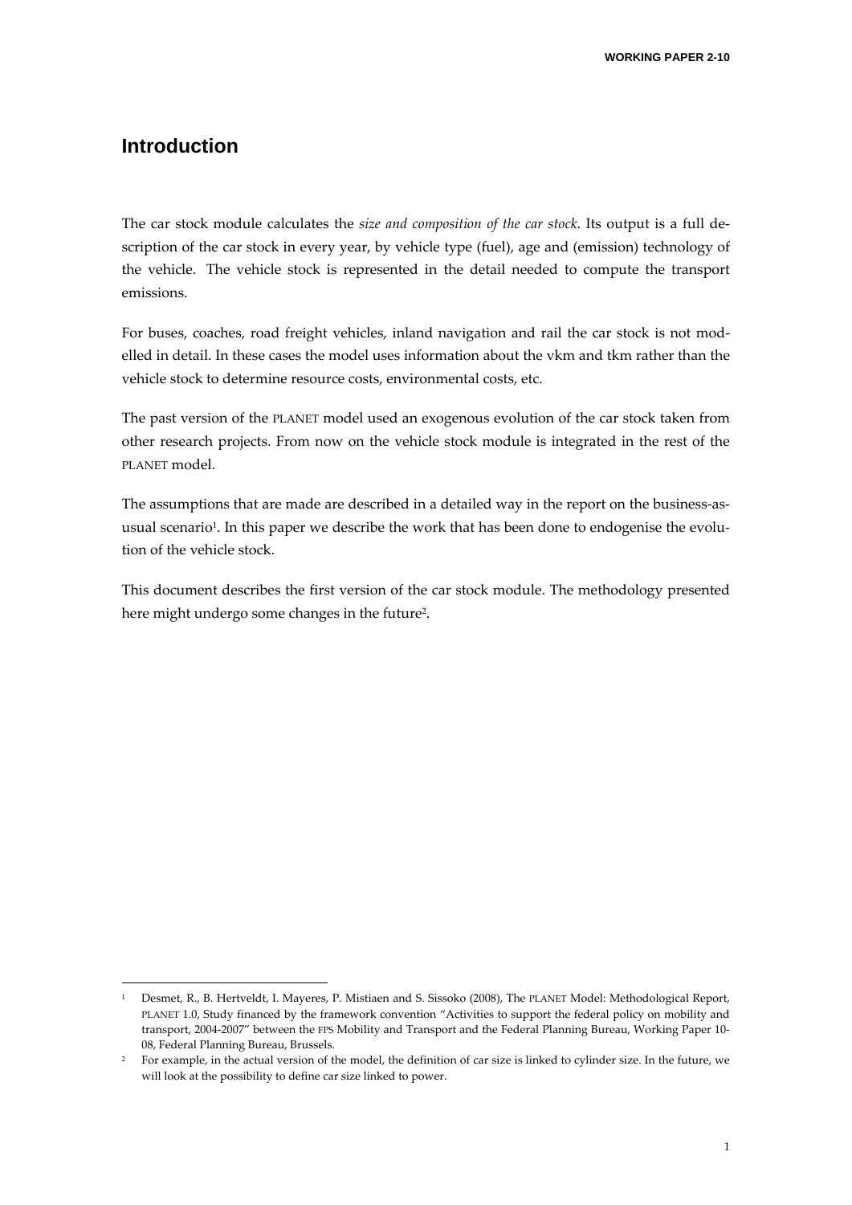# Introduction

The car stock module calculates the *size and composition of the car stock*. Its output is a full description of the car stock in every year, by vehicle type (fuel), age and (emission) technology of the vehicle. The vehicle stock is represented in the detail needed to compute the transport emissions.

For buses, coaches, road freight vehicles, inland navigation and rail the car stock is not modelled in detail. In these cases the model uses information about the vkm and tkm rather than the vehicle stock to determine resource costs, environmental costs, etc.

The past version of the PLANET model used an exogenous evolution of the car stock taken from other research projects. From now on the vehicle stock module is integrated in the rest of the PLANET model.

The assumptions that are made are described in a detailed way in the report on the business-as-usual scenario[1]. In this paper we describe the work that has been done to endogenise the evolution of the vehicle stock.

This document describes the first version of the car stock module. The methodology presented here might undergo some changes in the future[2].

---

[1] Desmet, R., B. Hertveldt, I. Mayeres, P. Mistiaen and S. Sissoko (2008), The PLANET Model: Methodological Report, PLANET 1.0, Study financed by the framework convention "Activities to support the federal policy on mobility and transport, 2004-2007" between the FPS Mobility and Transport and the Federal Planning Bureau, Working Paper 10-08, Federal Planning Bureau, Brussels.

[2] For example, in the actual version of the model, the definition of car size is linked to cylinder size. In the future, we will look at the possibility to define car size linked to power.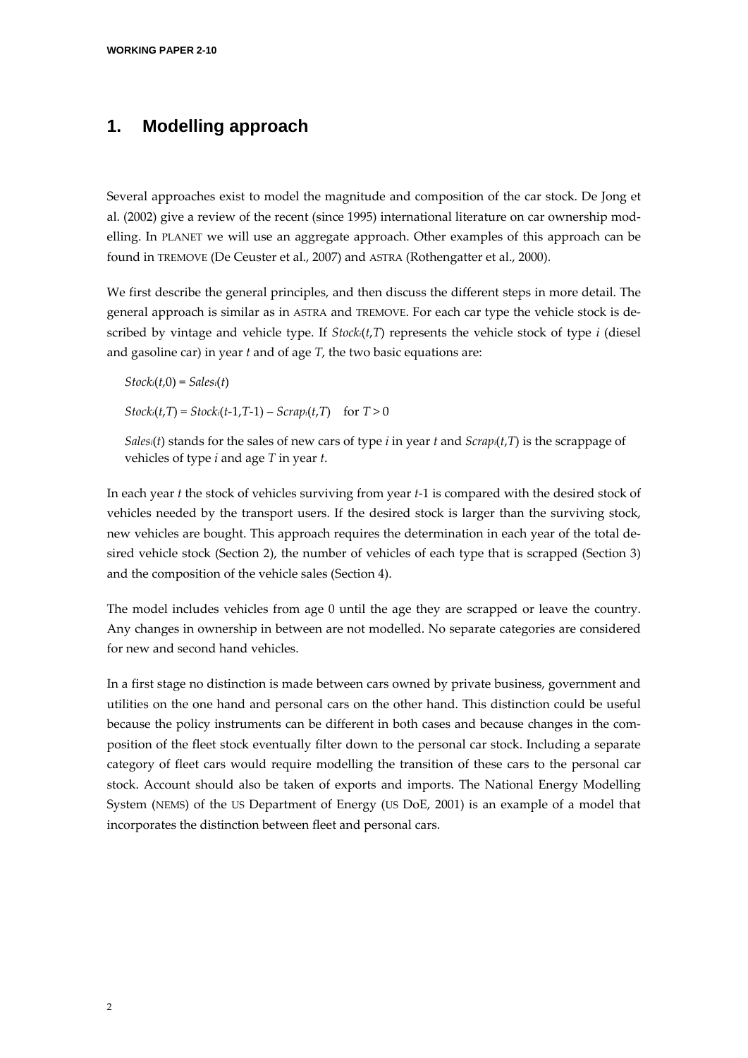# 1. Modelling approach

Several approaches exist to model the magnitude and composition of the car stock. De Jong et al. (2002) give a review of the recent (since 1995) international literature on car ownership modelling. In PLANET we will use an aggregate approach. Other examples of this approach can be found in TREMOVE (De Ceuster et al., 2007) and ASTRA (Rothengatter et al., 2000).

We first describe the general principles, and then discuss the different steps in more detail. The general approach is similar as in ASTRA and TREMOVE. For each car type the vehicle stock is described by vintage and vehicle type. If $Stock_i(t,T)$ represents the vehicle stock of type $i$ (diesel and gasoline car) in year $t$ and of age $T$, the two basic equations are:

$$Stock_i(t,0) = Sales_i(t)$$

$$Stock_i(t,T) = Stock_i(t\text{-}1,T\text{-}1) - Scrap_i(t,T) \quad \text{for } T > 0$$

$Sales_i(t)$ stands for the sales of new cars of type $i$ in year $t$ and $Scrap_i(t,T)$ is the scrappage of vehicles of type $i$ and age $T$ in year $t$.

In each year $t$ the stock of vehicles surviving from year $t$-1 is compared with the desired stock of vehicles needed by the transport users. If the desired stock is larger than the surviving stock, new vehicles are bought. This approach requires the determination in each year of the total desired vehicle stock (Section 2), the number of vehicles of each type that is scrapped (Section 3) and the composition of the vehicle sales (Section 4).

The model includes vehicles from age 0 until the age they are scrapped or leave the country. Any changes in ownership in between are not modelled. No separate categories are considered for new and second hand vehicles.

In a first stage no distinction is made between cars owned by private business, government and utilities on the one hand and personal cars on the other hand. This distinction could be useful because the policy instruments can be different in both cases and because changes in the composition of the fleet stock eventually filter down to the personal car stock. Including a separate category of fleet cars would require modelling the transition of these cars to the personal car stock. Account should also be taken of exports and imports. The National Energy Modelling System (NEMS) of the US Department of Energy (US DoE, 2001) is an example of a model that incorporates the distinction between fleet and personal cars.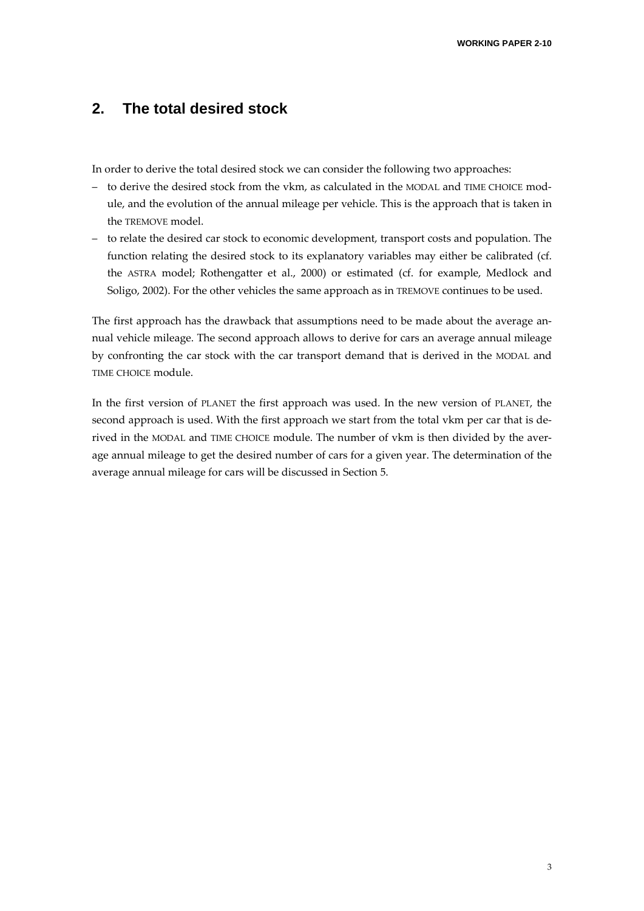## 2. The total desired stock

In order to derive the total desired stock we can consider the following two approaches:

- to derive the desired stock from the vkm, as calculated in the MODAL and TIME CHOICE module, and the evolution of the annual mileage per vehicle. This is the approach that is taken in the TREMOVE model.
- to relate the desired car stock to economic development, transport costs and population. The function relating the desired stock to its explanatory variables may either be calibrated (cf. the ASTRA model; Rothengatter et al., 2000) or estimated (cf. for example, Medlock and Soligo, 2002). For the other vehicles the same approach as in TREMOVE continues to be used.

The first approach has the drawback that assumptions need to be made about the average annual vehicle mileage. The second approach allows to derive for cars an average annual mileage by confronting the car stock with the car transport demand that is derived in the MODAL and TIME CHOICE module.

In the first version of PLANET the first approach was used. In the new version of PLANET, the second approach is used. With the first approach we start from the total vkm per car that is derived in the MODAL and TIME CHOICE module. The number of vkm is then divided by the average annual mileage to get the desired number of cars for a given year. The determination of the average annual mileage for cars will be discussed in Section 5.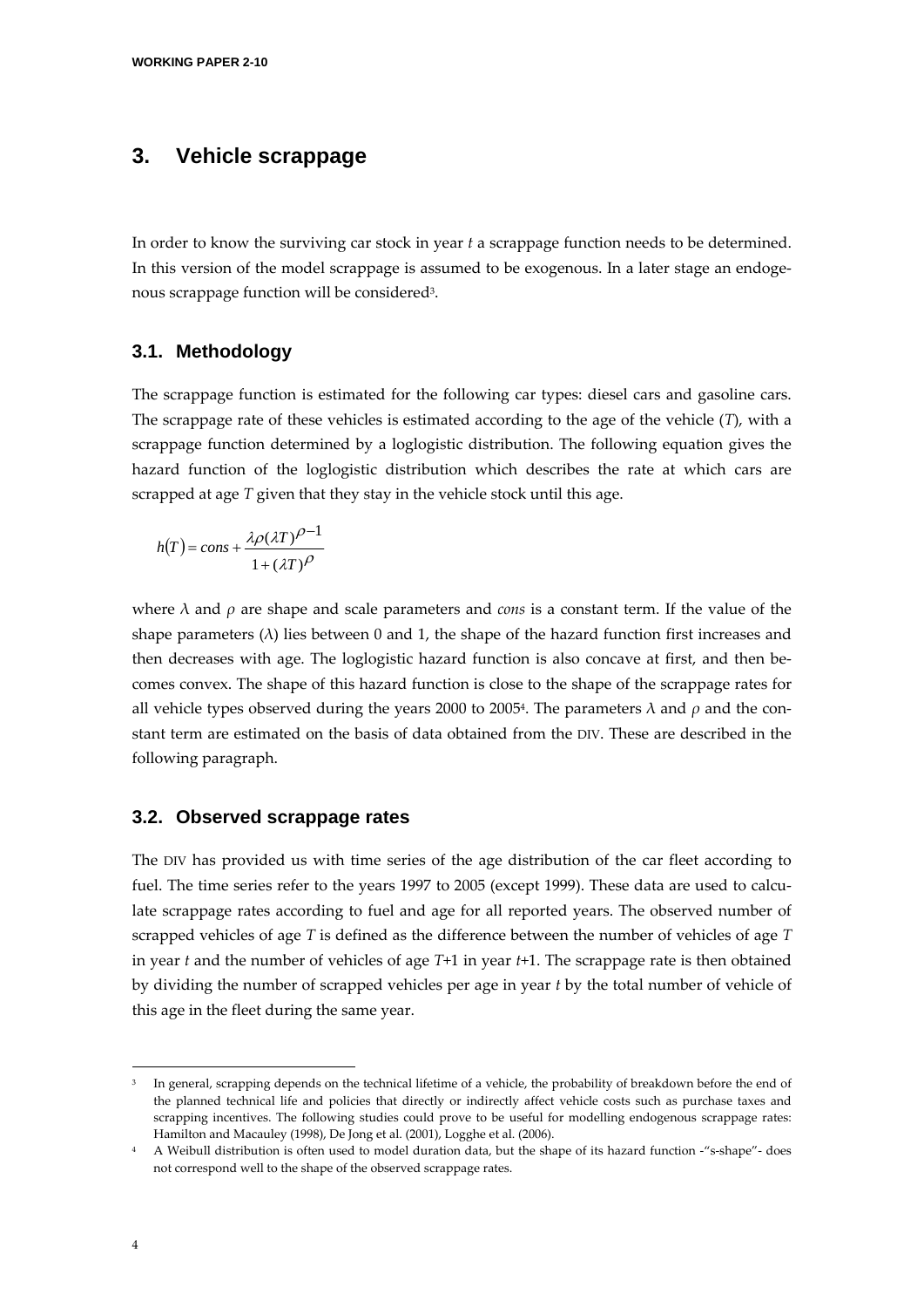# 3. Vehicle scrappage

In order to know the surviving car stock in year *t* a scrappage function needs to be determined. In this version of the model scrappage is assumed to be exogenous. In a later stage an endogenous scrappage function will be considered[3].

## 3.1. Methodology

The scrappage function is estimated for the following car types: diesel cars and gasoline cars. The scrappage rate of these vehicles is estimated according to the age of the vehicle (*T*), with a scrappage function determined by a loglogistic distribution. The following equation gives the hazard function of the loglogistic distribution which describes the rate at which cars are scrapped at age *T* given that they stay in the vehicle stock until this age.

$$h(T) = cons + \frac{\lambda\rho(\lambda T)^{\rho-1}}{1+(\lambda T)^{\rho}}$$

where $\lambda$ and $\rho$ are shape and scale parameters and *cons* is a constant term. If the value of the shape parameters ($\lambda$) lies between 0 and 1, the shape of the hazard function first increases and then decreases with age. The loglogistic hazard function is also concave at first, and then becomes convex. The shape of this hazard function is close to the shape of the scrappage rates for all vehicle types observed during the years 2000 to 2005[4]. The parameters $\lambda$ and $\rho$ and the constant term are estimated on the basis of data obtained from the DIV. These are described in the following paragraph.

## 3.2. Observed scrappage rates

The DIV has provided us with time series of the age distribution of the car fleet according to fuel. The time series refer to the years 1997 to 2005 (except 1999). These data are used to calculate scrappage rates according to fuel and age for all reported years. The observed number of scrapped vehicles of age *T* is defined as the difference between the number of vehicles of age *T* in year *t* and the number of vehicles of age *T*+1 in year *t*+1. The scrappage rate is then obtained by dividing the number of scrapped vehicles per age in year *t* by the total number of vehicle of this age in the fleet during the same year.

---

[3] In general, scrapping depends on the technical lifetime of a vehicle, the probability of breakdown before the end of the planned technical life and policies that directly or indirectly affect vehicle costs such as purchase taxes and scrapping incentives. The following studies could prove to be useful for modelling endogenous scrappage rates: Hamilton and Macauley (1998), De Jong et al. (2001), Logghe et al. (2006).

[4] A Weibull distribution is often used to model duration data, but the shape of its hazard function -"s-shape"- does not correspond well to the shape of the observed scrappage rates.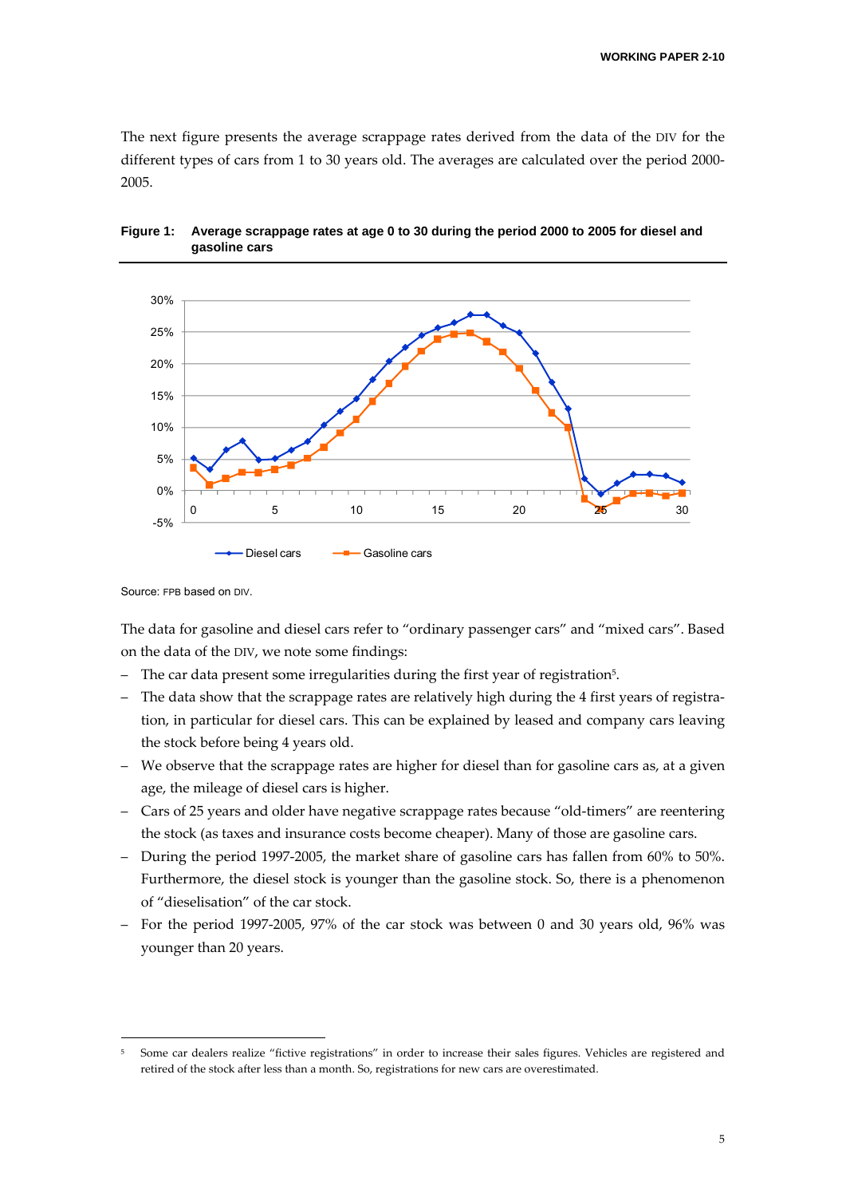The next figure presents the average scrappage rates derived from the data of the DIV for the different types of cars from 1 to 30 years old. The averages are calculated over the period 2000-2005.

**Figure 1: Average scrappage rates at age 0 to 30 during the period 2000 to 2005 for diesel and gasoline cars**

Source: FPB based on DIV.

The data for gasoline and diesel cars refer to "ordinary passenger cars" and "mixed cars". Based on the data of the DIV, we note some findings:

- The car data present some irregularities during the first year of registration[5].
- The data show that the scrappage rates are relatively high during the 4 first years of registration, in particular for diesel cars. This can be explained by leased and company cars leaving the stock before being 4 years old.
- We observe that the scrappage rates are higher for diesel than for gasoline cars as, at a given age, the mileage of diesel cars is higher.
- Cars of 25 years and older have negative scrappage rates because "old-timers" are reentering the stock (as taxes and insurance costs become cheaper). Many of those are gasoline cars.
- During the period 1997-2005, the market share of gasoline cars has fallen from 60% to 50%. Furthermore, the diesel stock is younger than the gasoline stock. So, there is a phenomenon of "dieselisation" of the car stock.
- For the period 1997-2005, 97% of the car stock was between 0 and 30 years old, 96% was younger than 20 years.

[5] Some car dealers realize "fictive registrations" in order to increase their sales figures. Vehicles are registered and retired of the stock after less than a month. So, registrations for new cars are overestimated.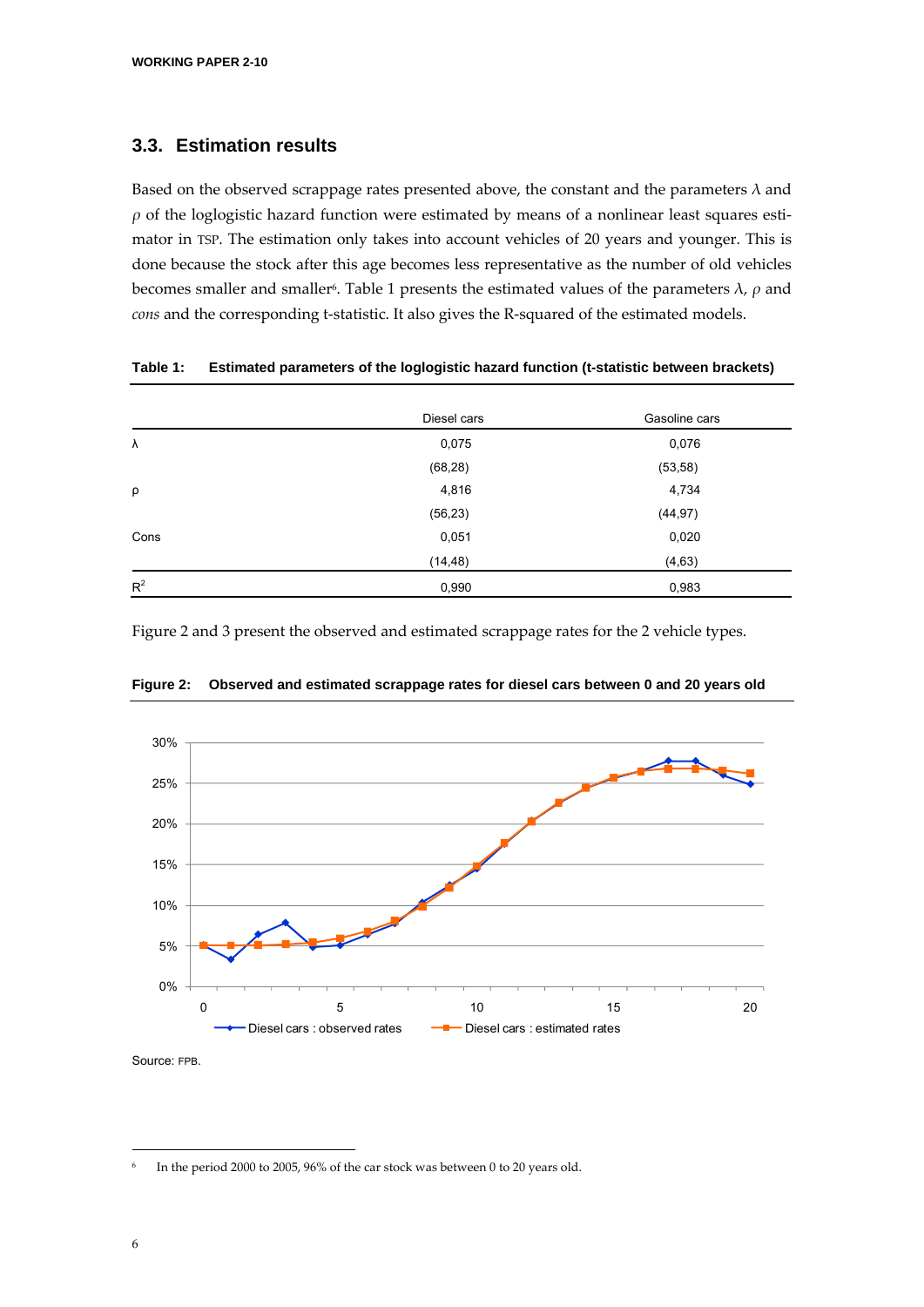### 3.3. Estimation results

Based on the observed scrappage rates presented above, the constant and the parameters $\lambda$ and $\rho$ of the loglogistic hazard function were estimated by means of a nonlinear least squares estimator in TSP. The estimation only takes into account vehicles of 20 years and younger. This is done because the stock after this age becomes less representative as the number of old vehicles becomes smaller and smaller[6]. Table 1 presents the estimated values of the parameters $\lambda$, $\rho$ and *cons* and the corresponding t-statistic. It also gives the R-squared of the estimated models.

**Table 1: Estimated parameters of the loglogistic hazard function (t-statistic between brackets)**

| | Diesel cars | Gasoline cars |
|---|---|---|
| λ | 0,075 | 0,076 |
| | (68,28) | (53,58) |
| ρ | 4,816 | 4,734 |
| | (56,23) | (44,97) |
| Cons | 0,051 | 0,020 |
| | (14,48) | (4,63) |
| $R^2$ | 0,990 | 0,983 |

Figure 2 and 3 present the observed and estimated scrappage rates for the 2 vehicle types.

**Figure 2: Observed and estimated scrappage rates for diesel cars between 0 and 20 years old**

Source: FPB.

[6] In the period 2000 to 2005, 96% of the car stock was between 0 to 20 years old.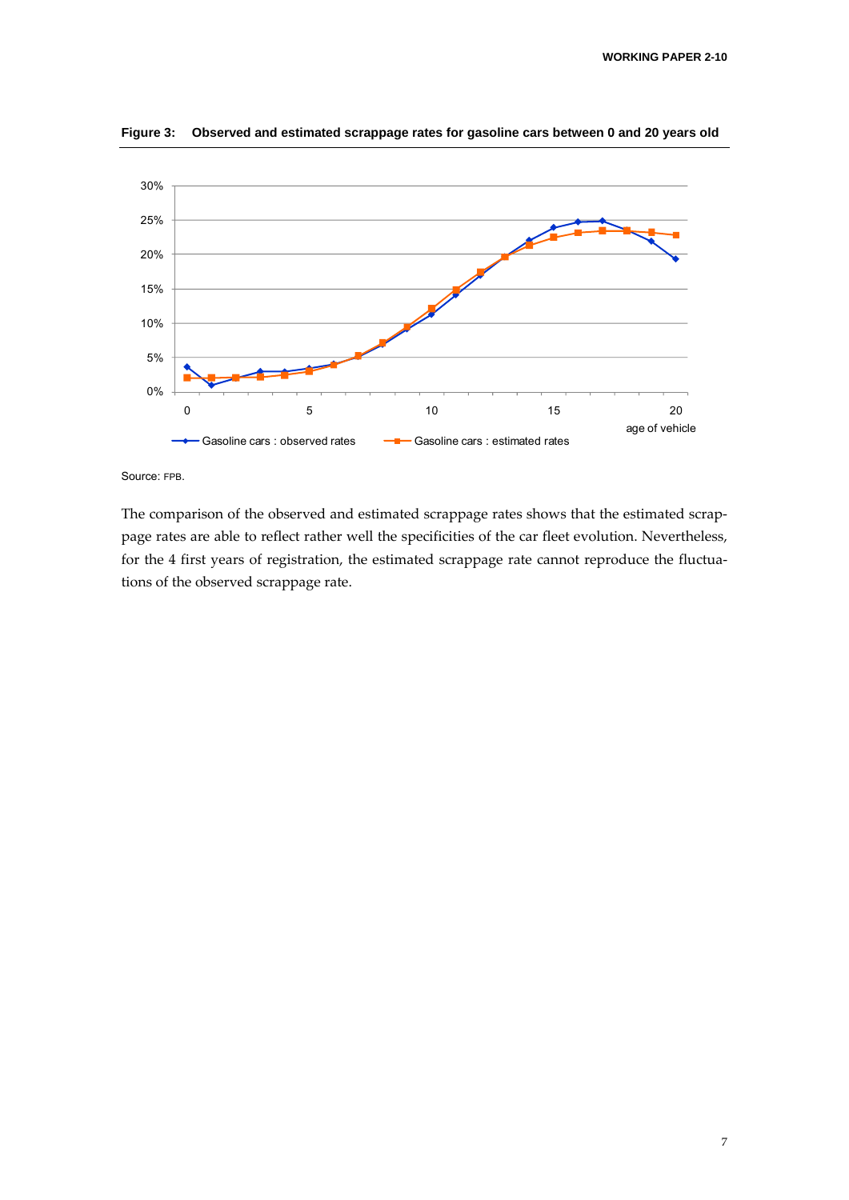**Figure 3: Observed and estimated scrappage rates for gasoline cars between 0 and 20 years old**

Source: FPB.

The comparison of the observed and estimated scrappage rates shows that the estimated scrappage rates are able to reflect rather well the specificities of the car fleet evolution. Nevertheless, for the 4 first years of registration, the estimated scrappage rate cannot reproduce the fluctuations of the observed scrappage rate.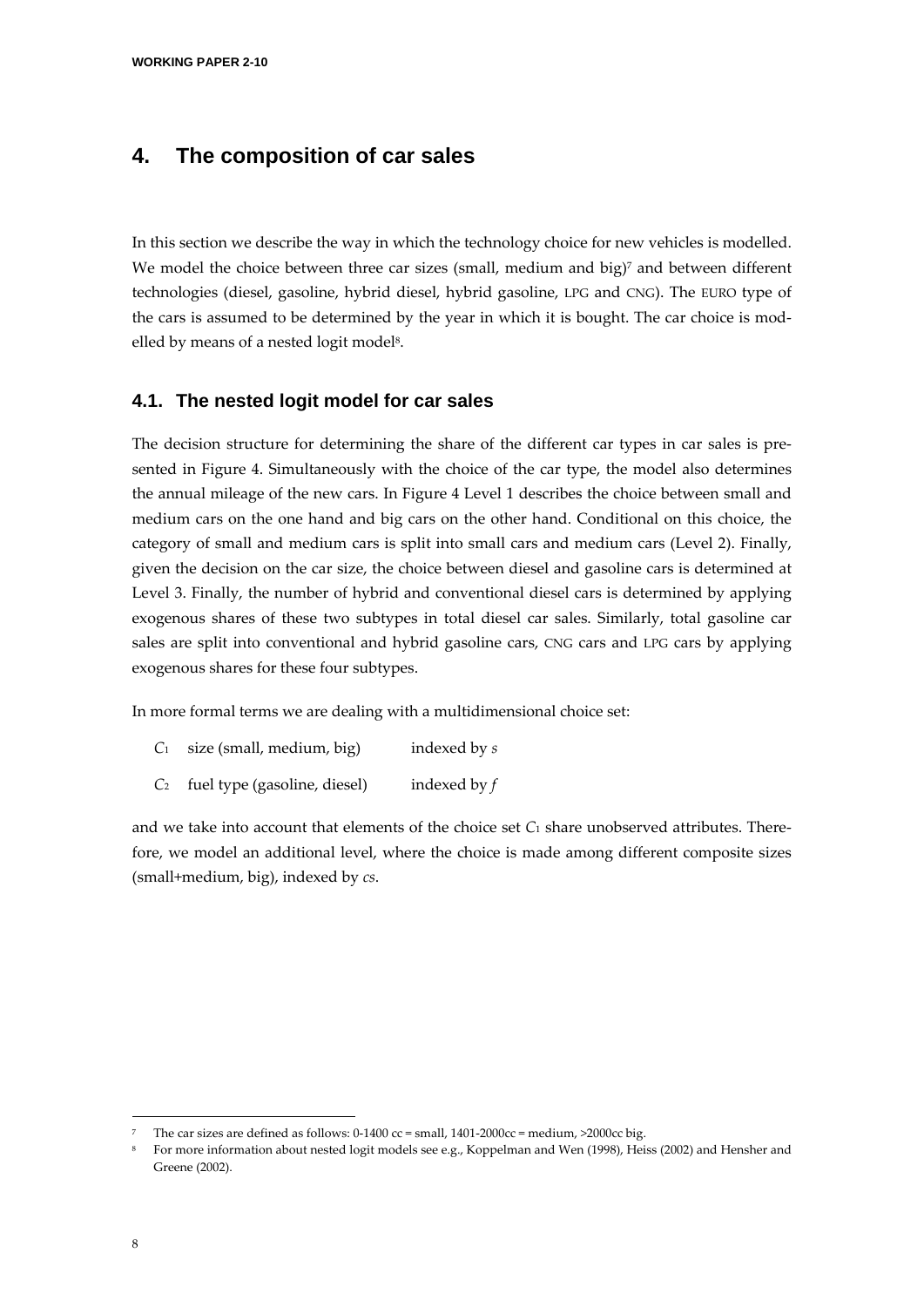# 4. The composition of car sales

In this section we describe the way in which the technology choice for new vehicles is modelled. We model the choice between three car sizes (small, medium and big)[7] and between different technologies (diesel, gasoline, hybrid diesel, hybrid gasoline, LPG and CNG). The EURO type of the cars is assumed to be determined by the year in which it is bought. The car choice is modelled by means of a nested logit model[8].

## 4.1. The nested logit model for car sales

The decision structure for determining the share of the different car types in car sales is presented in Figure 4. Simultaneously with the choice of the car type, the model also determines the annual mileage of the new cars. In Figure 4 Level 1 describes the choice between small and medium cars on the one hand and big cars on the other hand. Conditional on this choice, the category of small and medium cars is split into small cars and medium cars (Level 2). Finally, given the decision on the car size, the choice between diesel and gasoline cars is determined at Level 3. Finally, the number of hybrid and conventional diesel cars is determined by applying exogenous shares of these two subtypes in total diesel car sales. Similarly, total gasoline car sales are split into conventional and hybrid gasoline cars, CNG cars and LPG cars by applying exogenous shares for these four subtypes.

In more formal terms we are dealing with a multidimensional choice set:

- $C_1$ size (small, medium, big) indexed by $s$
- $C_2$ fuel type (gasoline, diesel) indexed by $f$

and we take into account that elements of the choice set $C_1$ share unobserved attributes. Therefore, we model an additional level, where the choice is made among different composite sizes (small+medium, big), indexed by $cs$.

---

[7] The car sizes are defined as follows: 0-1400 cc = small, 1401-2000cc = medium, >2000cc big.

[8] For more information about nested logit models see e.g., Koppelman and Wen (1998), Heiss (2002) and Hensher and Greene (2002).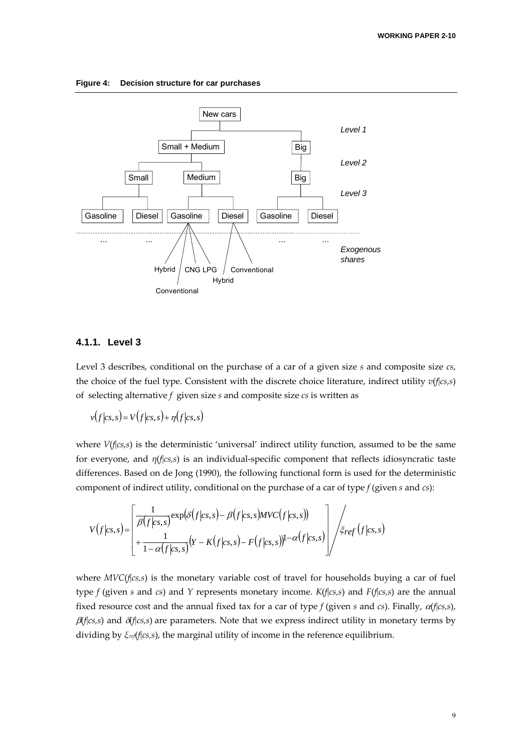**Figure 4: Decision structure for car purchases**

### 4.1.1. Level 3

Level 3 describes, conditional on the purchase of a car of a given size $s$ and composite size $cs$, the choice of the fuel type. Consistent with the discrete choice literature, indirect utility $v(f|cs,s)$ of selecting alternative $f$ given size $s$ and composite size $cs$ is written as

$$v(f|cs,s) = V(f|cs,s) + \eta(f|cs,s)$$

where $V(f|cs,s)$ is the deterministic 'universal' indirect utility function, assumed to be the same for everyone, and $\eta(f|cs,s)$ is an individual-specific component that reflects idiosyncratic taste differences. Based on de Jong (1990), the following functional form is used for the deterministic component of indirect utility, conditional on the purchase of a car of type $f$ (given $s$ and $cs$):

$$V(f|cs,s) = \left[ \begin{array}{l} \dfrac{1}{\beta(f|cs,s)} \exp\big(\delta(f|cs,s) - \beta(f|cs,s) MVC(f|cs,s)\big) \\ + \dfrac{1}{1-\alpha(f|cs,s)} \big(Y - K(f|cs,s) - F(f|cs,s)\big)^{1-\alpha(f|cs,s)} \end{array} \right] \Bigg/ \xi_{ref}(f|cs,s)$$

where $MVC(f|cs,s)$ is the monetary variable cost of travel for households buying a car of fuel type $f$ (given $s$ and $cs$) and $Y$ represents monetary income. $K(f|cs,s)$ and $F(f|cs,s)$ are the annual fixed resource cost and the annual fixed tax for a car of type $f$ (given $s$ and $cs$). Finally, $\alpha(f|cs,s)$, $\beta(f|cs,s)$ and $\delta(f|cs,s)$ are parameters. Note that we express indirect utility in monetary terms by dividing by $\xi_{ref}(f|cs,s)$, the marginal utility of income in the reference equilibrium.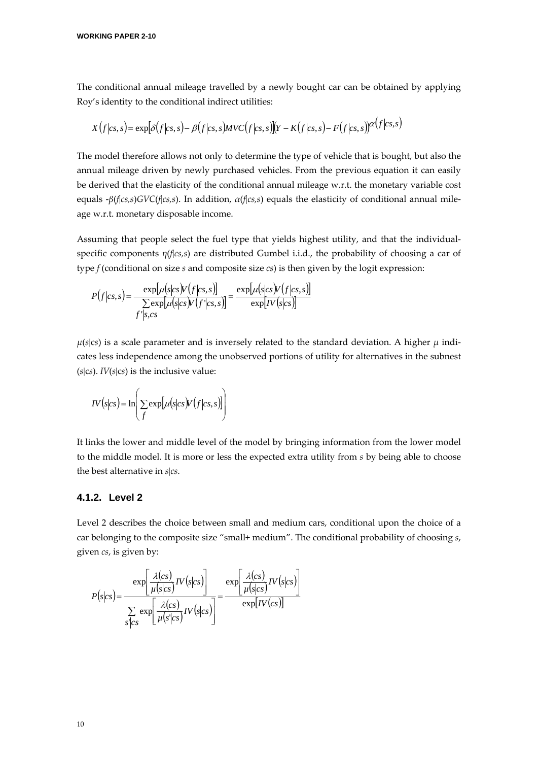The conditional annual mileage travelled by a newly bought car can be obtained by applying Roy's identity to the conditional indirect utilities:

$$X\left(f\middle|cs,s\right)=\exp\left[\delta\left(f\middle|cs,s\right)-\beta\left(f\middle|cs,s\right)MVC\left(f\middle|cs,s\right)\right]\left(Y-K\left(f\middle|cs,s\right)-F\left(f\middle|cs,s\right)\right)^{\alpha\left(f\middle|cs,s\right)}$$

The model therefore allows not only to determine the type of vehicle that is bought, but also the annual mileage driven by newly purchased vehicles. From the previous equation it can easily be derived that the elasticity of the conditional annual mileage w.r.t. the monetary variable cost equals $-\beta(f|cs,s)GVC(f|cs,s)$. In addition, $\alpha(f|cs,s)$ equals the elasticity of conditional annual mileage w.r.t. monetary disposable income.

Assuming that people select the fuel type that yields highest utility, and that the individual-specific components $\eta(f|cs,s)$ are distributed Gumbel i.i.d., the probability of choosing a car of type $f$ (conditional on size $s$ and composite size $cs$) is then given by the logit expression:

$$P\left(f\middle|cs,s\right)=\frac{\exp\left[\mu\left(s\middle|cs\right)V\left(f\middle|cs,s\right)\right]}{\sum\limits_{f'|s,cs}\exp\left[\mu\left(s\middle|cs\right)V\left(f'\middle|cs,s\right)\right]}=\frac{\exp\left[\mu\left(s\middle|cs\right)V\left(f\middle|cs,s\right)\right]}{\exp\left[IV\left(s\middle|cs\right)\right]}$$

$\mu(s|cs)$ is a scale parameter and is inversely related to the standard deviation. A higher $\mu$ indicates less independence among the unobserved portions of utility for alternatives in the subnest $(s|cs)$. $IV(s|cs)$ is the inclusive value:

$$IV\left(s\middle|cs\right)=\ln\left(\sum_{f}\exp\left[\mu\left(s\middle|cs\right)V\left(f\middle|cs,s\right)\right]\right)$$

It links the lower and middle level of the model by bringing information from the lower model to the middle model. It is more or less the expected extra utility from $s$ by being able to choose the best alternative in $s|cs$.

### 4.1.2. Level 2

Level 2 describes the choice between small and medium cars, conditional upon the choice of a car belonging to the composite size "small+ medium". The conditional probability of choosing $s$, given $cs$, is given by:

$$P\left(s\middle|cs\right)=\frac{\exp\left[\frac{\lambda(cs)}{\mu\left(s\middle|cs\right)}IV\left(s\middle|cs\right)\right]}{\sum\limits_{s'|cs}\exp\left[\frac{\lambda(cs)}{\mu\left(s'\middle|cs\right)}IV\left(s\middle|cs\right)\right]}=\frac{\exp\left[\frac{\lambda(cs)}{\mu\left(s\middle|cs\right)}IV\left(s\middle|cs\right)\right]}{\exp\left[IV(cs)\right]}$$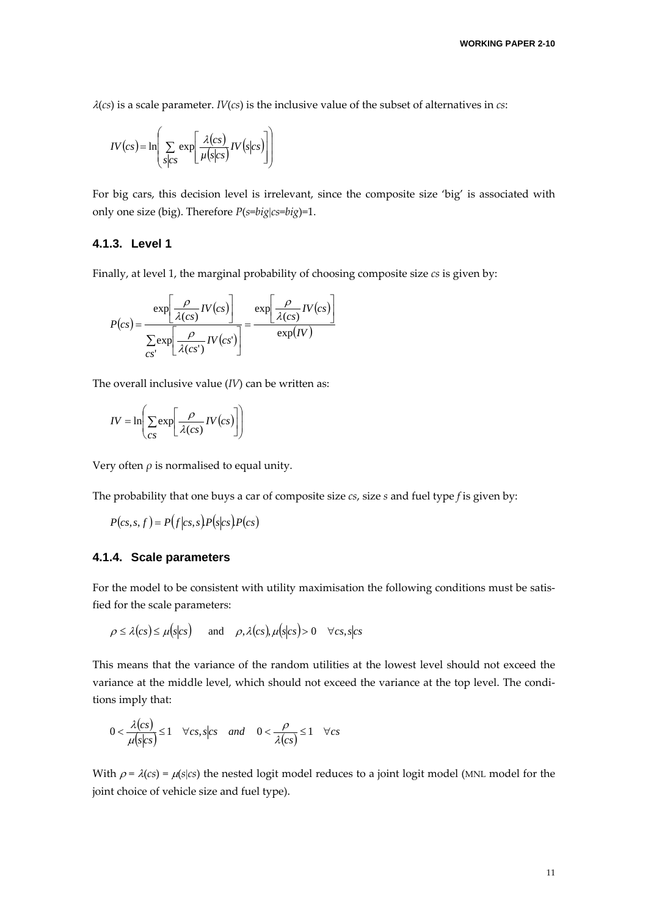$\lambda(cs)$ is a scale parameter. $IV(cs)$ is the inclusive value of the subset of alternatives in $cs$:

$$IV(cs) = \ln\left(\sum_{s|cs} \exp\left[\frac{\lambda(cs)}{\mu(s|cs)} IV(s|cs)\right]\right)$$

For big cars, this decision level is irrelevant, since the composite size 'big' is associated with only one size (big). Therefore $P(s{=}big|cs{=}big){=}1$.

### 4.1.3. Level 1

Finally, at level 1, the marginal probability of choosing composite size $cs$ is given by:

$$P(cs) = \frac{\exp\left[\frac{\rho}{\lambda(cs)} IV(cs)\right]}{\sum_{cs'} \exp\left[\frac{\rho}{\lambda(cs')} IV(cs')\right]} = \frac{\exp\left[\frac{\rho}{\lambda(cs)} IV(cs)\right]}{\exp(IV)}$$

The overall inclusive value ($IV$) can be written as:

$$IV = \ln\left(\sum_{cs} \exp\left[\frac{\rho}{\lambda(cs)} IV(cs)\right]\right)$$

Very often $\rho$ is normalised to equal unity.

The probability that one buys a car of composite size $cs$, size $s$ and fuel type $f$ is given by:

$$P(cs, s, f) = P(f|cs, s).P(s|cs).P(cs)$$

### 4.1.4. Scale parameters

For the model to be consistent with utility maximisation the following conditions must be satisfied for the scale parameters:

$$\rho \leq \lambda(cs) \leq \mu(s|cs) \quad \text{and} \quad \rho, \lambda(cs), \mu(s|cs) > 0 \quad \forall cs, s|cs$$

This means that the variance of the random utilities at the lowest level should not exceed the variance at the middle level, which should not exceed the variance at the top level. The conditions imply that:

$$0 < \frac{\lambda(cs)}{\mu(s|cs)} \leq 1 \quad \forall cs, s|cs \quad \textit{and} \quad 0 < \frac{\rho}{\lambda(cs)} \leq 1 \quad \forall cs$$

With $\rho = \lambda(cs) = \mu(s|cs)$ the nested logit model reduces to a joint logit model (MNL model for the joint choice of vehicle size and fuel type).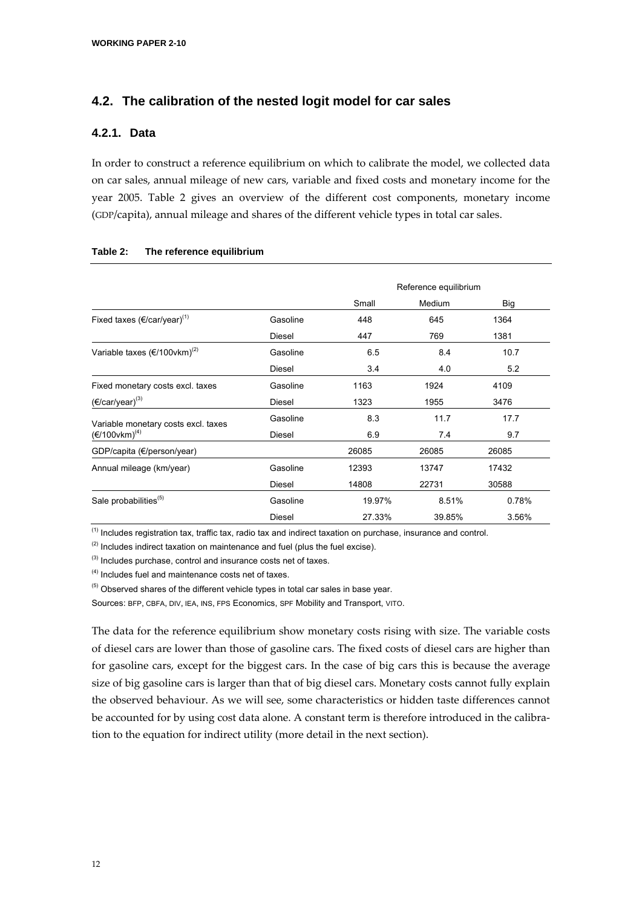## 4.2. The calibration of the nested logit model for car sales

### 4.2.1. Data

In order to construct a reference equilibrium on which to calibrate the model, we collected data on car sales, annual mileage of new cars, variable and fixed costs and monetary income for the year 2005. Table 2 gives an overview of the different cost components, monetary income (GDP/capita), annual mileage and shares of the different vehicle types in total car sales.

**Table 2: The reference equilibrium**

| | | Reference equilibrium | | |
|---|---|---|---|---|
| | | Small | Medium | Big |
| Fixed taxes (€/car/year)[(1)] | Gasoline | 448 | 645 | 1364 |
| | Diesel | 447 | 769 | 1381 |
| Variable taxes (€/100vkm)[(2)] | Gasoline | 6.5 | 8.4 | 10.7 |
| | Diesel | 3.4 | 4.0 | 5.2 |
| Fixed monetary costs excl. taxes (€/car/year)[(3)] | Gasoline | 1163 | 1924 | 4109 |
| | Diesel | 1323 | 1955 | 3476 |
| Variable monetary costs excl. taxes (€/100vkm)[(4)] | Gasoline | 8.3 | 11.7 | 17.7 |
| | Diesel | 6.9 | 7.4 | 9.7 |
| GDP/capita (€/person/year) | | 26085 | 26085 | 26085 |
| Annual mileage (km/year) | Gasoline | 12393 | 13747 | 17432 |
| | Diesel | 14808 | 22731 | 30588 |
| Sale probabilities[(5)] | Gasoline | 19.97% | 8.51% | 0.78% |
| | Diesel | 27.33% | 39.85% | 3.56% |

[(1)] Includes registration tax, traffic tax, radio tax and indirect taxation on purchase, insurance and control.

[(2)] Includes indirect taxation on maintenance and fuel (plus the fuel excise).

[(3)] Includes purchase, control and insurance costs net of taxes.

[(4)] Includes fuel and maintenance costs net of taxes.

[(5)] Observed shares of the different vehicle types in total car sales in base year.

Sources: BFP, CBFA, DIV, IEA, INS, FPS Economics, SPF Mobility and Transport, VITO.

The data for the reference equilibrium show monetary costs rising with size. The variable costs of diesel cars are lower than those of gasoline cars. The fixed costs of diesel cars are higher than for gasoline cars, except for the biggest cars. In the case of big cars this is because the average size of big gasoline cars is larger than that of big diesel cars. Monetary costs cannot fully explain the observed behaviour. As we will see, some characteristics or hidden taste differences cannot be accounted for by using cost data alone. A constant term is therefore introduced in the calibration to the equation for indirect utility (more detail in the next section).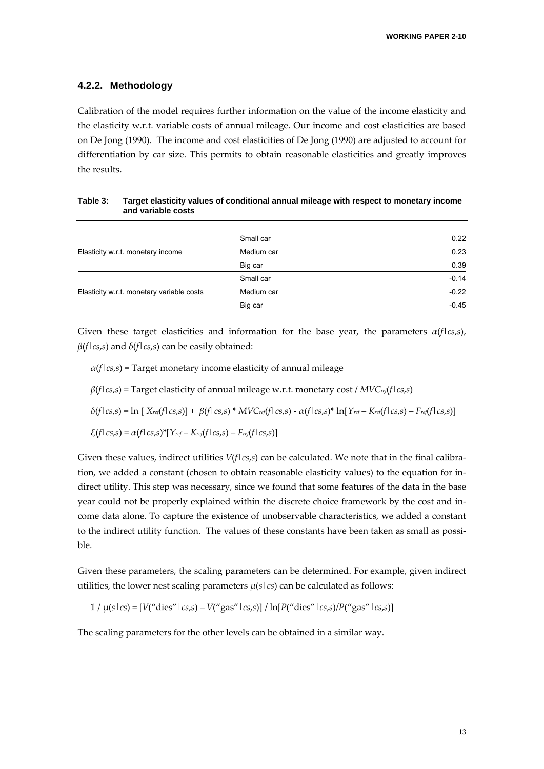### 4.2.2. Methodology

Calibration of the model requires further information on the value of the income elasticity and the elasticity w.r.t. variable costs of annual mileage. Our income and cost elasticities are based on De Jong (1990). The income and cost elasticities of De Jong (1990) are adjusted to account for differentiation by car size. This permits to obtain reasonable elasticities and greatly improves the results.

**Table 3: Target elasticity values of conditional annual mileage with respect to monetary income and variable costs**

| | | |
|---|---|---|
| Elasticity w.r.t. monetary income | Small car | 0.22 |
| | Medium car | 0.23 |
| | Big car | 0.39 |
| Elasticity w.r.t. monetary variable costs | Small car | -0.14 |
| | Medium car | -0.22 |
| | Big car | -0.45 |

Given these target elasticities and information for the base year, the parameters $\alpha(f|cs,s)$, $\beta(f|cs,s)$ and $\delta(f|cs,s)$ can be easily obtained:

$\alpha(f|cs,s)$ = Target monetary income elasticity of annual mileage

$\beta(f|cs,s)$ = Target elasticity of annual mileage w.r.t. monetary cost / $MVC_{ref}(f|cs,s)$

$\delta(f|cs,s) = \ln[X_{ref}(f|cs,s)] + \beta(f|cs,s) * MVC_{ref}(f|cs,s) - \alpha(f|cs,s) * \ln[Y_{ref} - K_{ref}(f|cs,s) - F_{ref}(f|cs,s)]$

$\xi(f|cs,s) = \alpha(f|cs,s) * [Y_{ref} - K_{ref}(f|cs,s) - F_{ref}(f|cs,s)]$

Given these values, indirect utilities $V(f|cs,s)$ can be calculated. We note that in the final calibration, we added a constant (chosen to obtain reasonable elasticity values) to the equation for indirect utility. This step was necessary, since we found that some features of the data in the base year could not be properly explained within the discrete choice framework by the cost and income data alone. To capture the existence of unobservable characteristics, we added a constant to the indirect utility function. The values of these constants have been taken as small as possible.

Given these parameters, the scaling parameters can be determined. For example, given indirect utilities, the lower nest scaling parameters $\mu(s|cs)$ can be calculated as follows:

$1 / \mu(s|cs) = [V(\text{"dies"}|cs,s) - V(\text{"gas"}|cs,s)] / \ln[P(\text{"dies"}|cs,s)/P(\text{"gas"}|cs,s)]$

The scaling parameters for the other levels can be obtained in a similar way.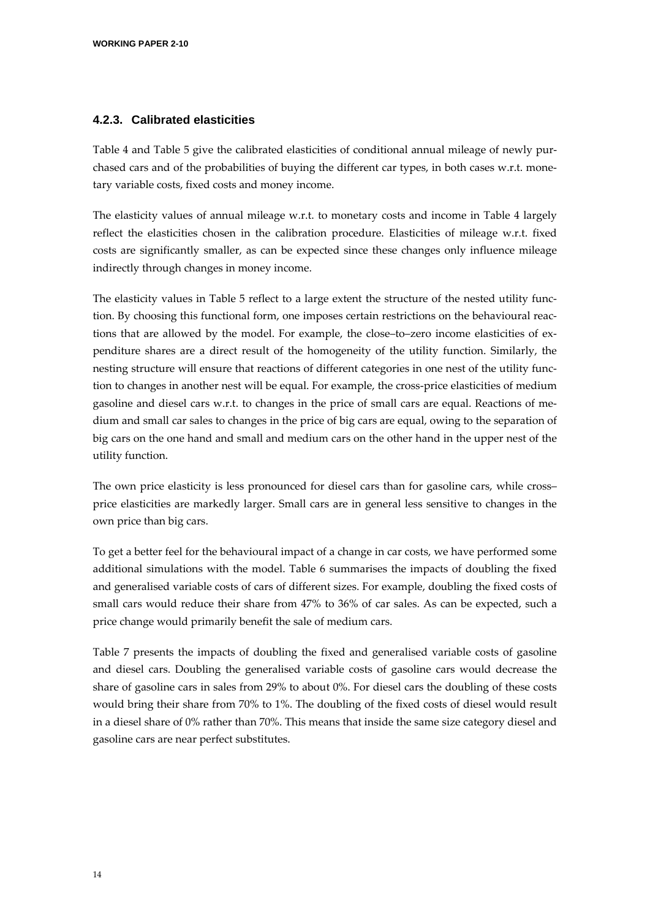### 4.2.3. Calibrated elasticities

Table 4 and Table 5 give the calibrated elasticities of conditional annual mileage of newly purchased cars and of the probabilities of buying the different car types, in both cases w.r.t. monetary variable costs, fixed costs and money income.

The elasticity values of annual mileage w.r.t. to monetary costs and income in Table 4 largely reflect the elasticities chosen in the calibration procedure. Elasticities of mileage w.r.t. fixed costs are significantly smaller, as can be expected since these changes only influence mileage indirectly through changes in money income.

The elasticity values in Table 5 reflect to a large extent the structure of the nested utility function. By choosing this functional form, one imposes certain restrictions on the behavioural reactions that are allowed by the model. For example, the close–to–zero income elasticities of expenditure shares are a direct result of the homogeneity of the utility function. Similarly, the nesting structure will ensure that reactions of different categories in one nest of the utility function to changes in another nest will be equal. For example, the cross-price elasticities of medium gasoline and diesel cars w.r.t. to changes in the price of small cars are equal. Reactions of medium and small car sales to changes in the price of big cars are equal, owing to the separation of big cars on the one hand and small and medium cars on the other hand in the upper nest of the utility function.

The own price elasticity is less pronounced for diesel cars than for gasoline cars, while cross–price elasticities are markedly larger. Small cars are in general less sensitive to changes in the own price than big cars.

To get a better feel for the behavioural impact of a change in car costs, we have performed some additional simulations with the model. Table 6 summarises the impacts of doubling the fixed and generalised variable costs of cars of different sizes. For example, doubling the fixed costs of small cars would reduce their share from 47% to 36% of car sales. As can be expected, such a price change would primarily benefit the sale of medium cars.

Table 7 presents the impacts of doubling the fixed and generalised variable costs of gasoline and diesel cars. Doubling the generalised variable costs of gasoline cars would decrease the share of gasoline cars in sales from 29% to about 0%. For diesel cars the doubling of these costs would bring their share from 70% to 1%. The doubling of the fixed costs of diesel would result in a diesel share of 0% rather than 70%. This means that inside the same size category diesel and gasoline cars are near perfect substitutes.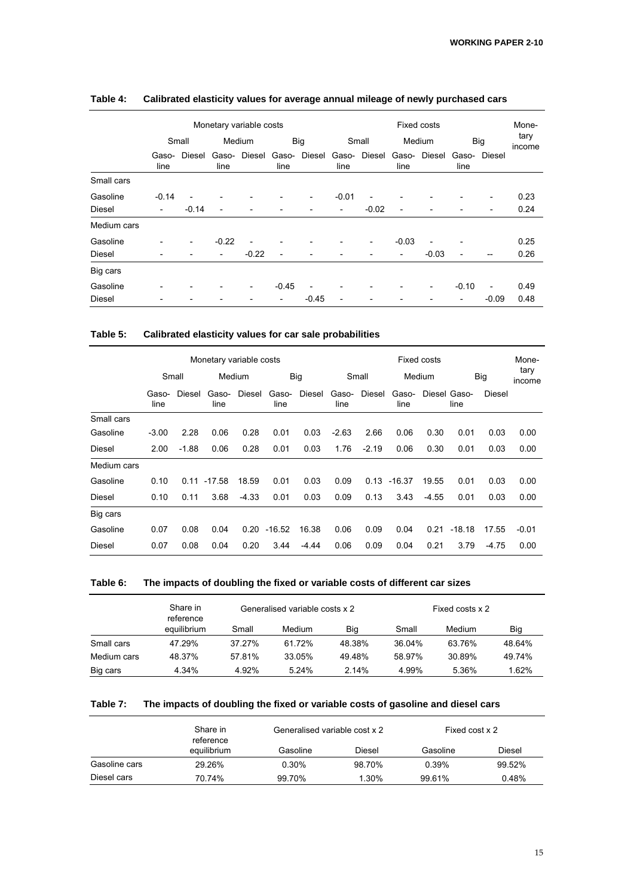**Table 4: Calibrated elasticity values for average annual mileage of newly purchased cars**

| | Monetary variable costs | | | | | | Fixed costs | | | | | | Monetary income |
|---|---|---|---|---|---|---|---|---|---|---|---|---|---|
| | Small | | Medium | | Big | | Small | | Medium | | Big | | |
| | Gasoline | Diesel | Gasoline | Diesel | Gasoline | Diesel | Gasoline | Diesel | Gasoline | Diesel | Gasoline | Diesel | |
| **Small cars** | | | | | | | | | | | | | |
| Gasoline | -0.14 | - | - | - | - | - | -0.01 | - | - | - | - | - | 0.23 |
| Diesel | - | -0.14 | - | - | - | - | - | -0.02 | - | - | - | - | 0.24 |
| **Medium cars** | | | | | | | | | | | | | |
| Gasoline | - | - | -0.22 | - | - | - | - | - | -0.03 | - | - | | 0.25 |
| Diesel | - | - | - | -0.22 | - | - | - | - | - | -0.03 | - | -- | 0.26 |
| **Big cars** | | | | | | | | | | | | | |
| Gasoline | - | - | - | - | -0.45 | - | - | - | - | - | -0.10 | - | 0.49 |
| Diesel | - | - | - | - | - | -0.45 | - | - | - | - | - | -0.09 | 0.48 |

**Table 5: Calibrated elasticity values for car sale probabilities**

| | Monetary variable costs | | | | | | Fixed costs | | | | | | Monetary income |
|---|---|---|---|---|---|---|---|---|---|---|---|---|---|
| | Small | | Medium | | Big | | Small | | Medium | | Big | | |
| | Gasoline | Diesel | Gasoline | Diesel | Gasoline | Diesel | Gasoline | Diesel | Gasoline | Diesel | Gasoline | Diesel | |
| **Small cars** | | | | | | | | | | | | | |
| Gasoline | -3.00 | 2.28 | 0.06 | 0.28 | 0.01 | 0.03 | -2.63 | 2.66 | 0.06 | 0.30 | 0.01 | 0.03 | 0.00 |
| Diesel | 2.00 | -1.88 | 0.06 | 0.28 | 0.01 | 0.03 | 1.76 | -2.19 | 0.06 | 0.30 | 0.01 | 0.03 | 0.00 |
| **Medium cars** | | | | | | | | | | | | | |
| Gasoline | 0.10 | 0.11 | -17.58 | 18.59 | 0.01 | 0.03 | 0.09 | 0.13 | -16.37 | 19.55 | 0.01 | 0.03 | 0.00 |
| Diesel | 0.10 | 0.11 | 3.68 | -4.33 | 0.01 | 0.03 | 0.09 | 0.13 | 3.43 | -4.55 | 0.01 | 0.03 | 0.00 |
| **Big cars** | | | | | | | | | | | | | |
| Gasoline | 0.07 | 0.08 | 0.04 | 0.20 | -16.52 | 16.38 | 0.06 | 0.09 | 0.04 | 0.21 | -18.18 | 17.55 | -0.01 |
| Diesel | 0.07 | 0.08 | 0.04 | 0.20 | 3.44 | -4.44 | 0.06 | 0.09 | 0.04 | 0.21 | 3.79 | -4.75 | 0.00 |

**Table 6: The impacts of doubling the fixed or variable costs of different car sizes**

| | Share in reference equilibrium | Generalised variable costs x 2 | | | Fixed costs x 2 | | |
|---|---|---|---|---|---|---|---|
| | | Small | Medium | Big | Small | Medium | Big |
| Small cars | 47.29% | 37.27% | 61.72% | 48.38% | 36.04% | 63.76% | 48.64% |
| Medium cars | 48.37% | 57.81% | 33.05% | 49.48% | 58.97% | 30.89% | 49.74% |
| Big cars | 4.34% | 4.92% | 5.24% | 2.14% | 4.99% | 5.36% | 1.62% |

**Table 7: The impacts of doubling the fixed or variable costs of gasoline and diesel cars**

| | Share in reference equilibrium | Generalised variable cost x 2 | | Fixed cost x 2 | |
|---|---|---|---|---|---|
| | | Gasoline | Diesel | Gasoline | Diesel |
| Gasoline cars | 29.26% | 0.30% | 98.70% | 0.39% | 99.52% |
| Diesel cars | 70.74% | 99.70% | 1.30% | 99.61% | 0.48% |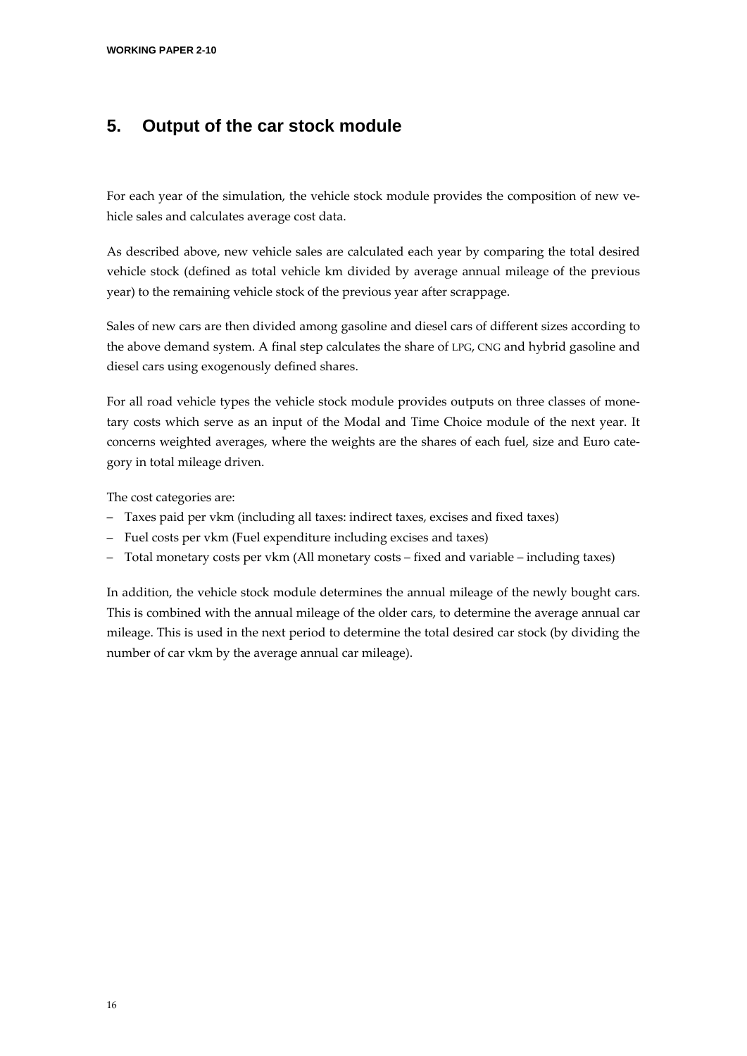## 5. Output of the car stock module

For each year of the simulation, the vehicle stock module provides the composition of new vehicle sales and calculates average cost data.

As described above, new vehicle sales are calculated each year by comparing the total desired vehicle stock (defined as total vehicle km divided by average annual mileage of the previous year) to the remaining vehicle stock of the previous year after scrappage.

Sales of new cars are then divided among gasoline and diesel cars of different sizes according to the above demand system. A final step calculates the share of LPG, CNG and hybrid gasoline and diesel cars using exogenously defined shares.

For all road vehicle types the vehicle stock module provides outputs on three classes of monetary costs which serve as an input of the Modal and Time Choice module of the next year. It concerns weighted averages, where the weights are the shares of each fuel, size and Euro category in total mileage driven.

The cost categories are:

- Taxes paid per vkm (including all taxes: indirect taxes, excises and fixed taxes)
- Fuel costs per vkm (Fuel expenditure including excises and taxes)
- Total monetary costs per vkm (All monetary costs – fixed and variable – including taxes)

In addition, the vehicle stock module determines the annual mileage of the newly bought cars. This is combined with the annual mileage of the older cars, to determine the average annual car mileage. This is used in the next period to determine the total desired car stock (by dividing the number of car vkm by the average annual car mileage).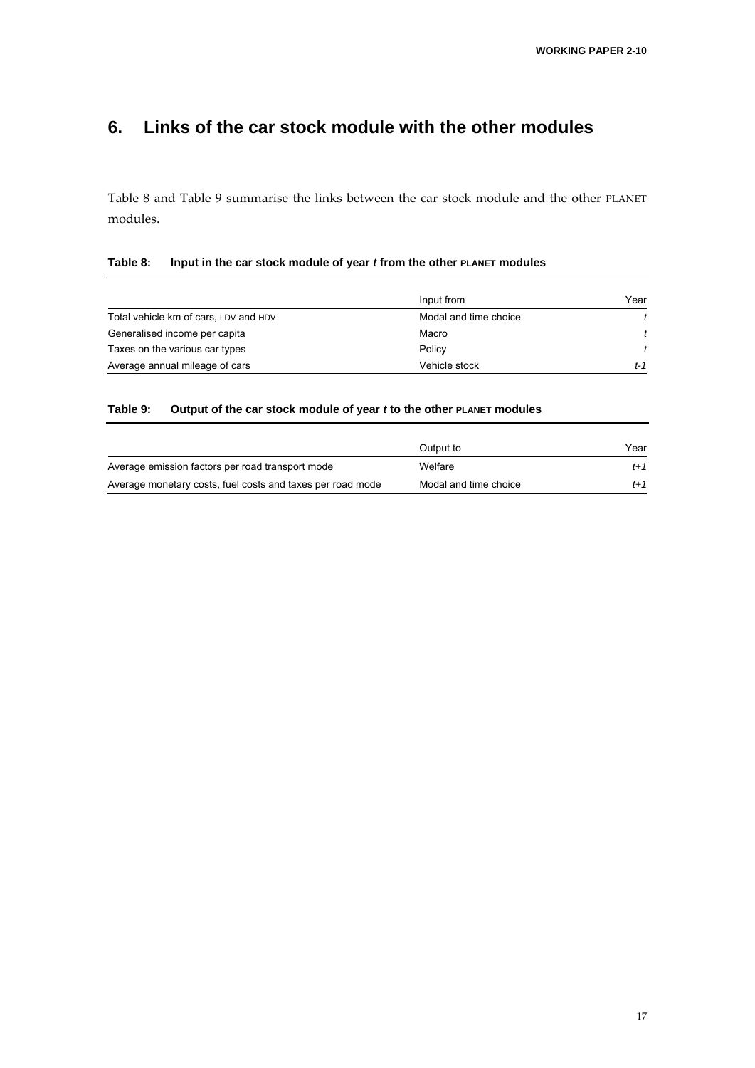# 6. Links of the car stock module with the other modules

Table 8 and Table 9 summarise the links between the car stock module and the other PLANET modules.

**Table 8: Input in the car stock module of year *t* from the other PLANET modules**

| | Input from | Year |
|---|---|---|
| Total vehicle km of cars, LDV and HDV | Modal and time choice | *t* |
| Generalised income per capita | Macro | *t* |
| Taxes on the various car types | Policy | *t* |
| Average annual mileage of cars | Vehicle stock | *t-1* |

**Table 9: Output of the car stock module of year *t* to the other PLANET modules**

| | Output to | Year |
|---|---|---|
| Average emission factors per road transport mode | Welfare | *t+1* |
| Average monetary costs, fuel costs and taxes per road mode | Modal and time choice | *t+1* |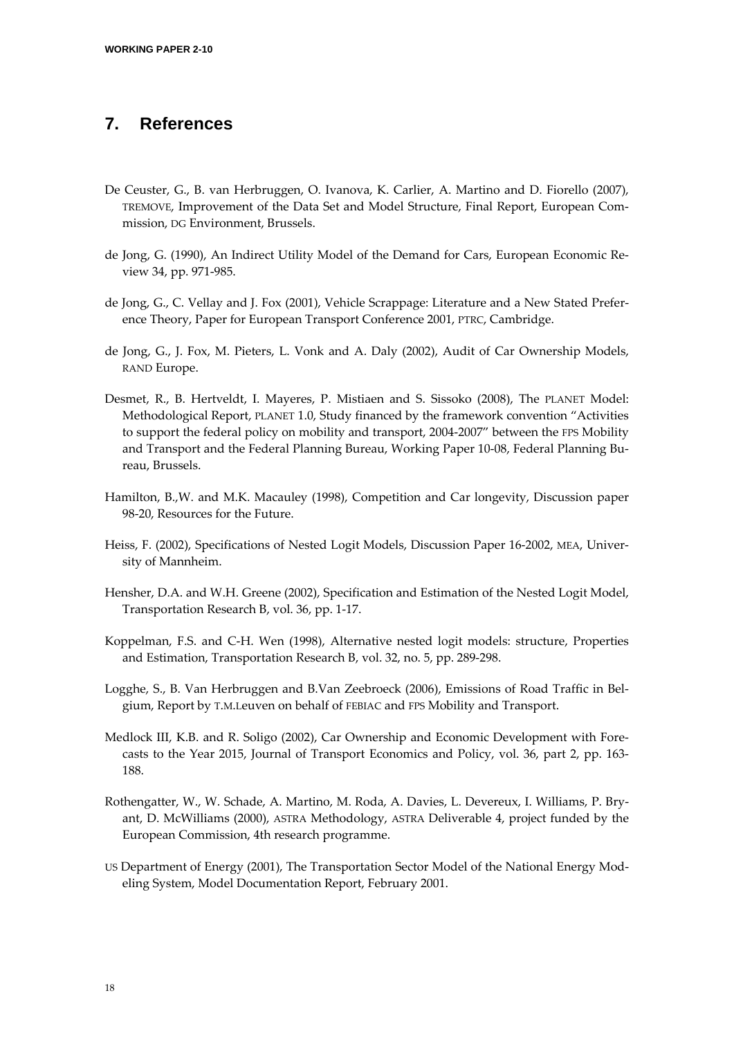## 7. References

De Ceuster, G., B. van Herbruggen, O. Ivanova, K. Carlier, A. Martino and D. Fiorello (2007), TREMOVE, Improvement of the Data Set and Model Structure, Final Report, European Commission, DG Environment, Brussels.

de Jong, G. (1990), An Indirect Utility Model of the Demand for Cars, European Economic Review 34, pp. 971-985.

de Jong, G., C. Vellay and J. Fox (2001), Vehicle Scrappage: Literature and a New Stated Preference Theory, Paper for European Transport Conference 2001, PTRC, Cambridge.

de Jong, G., J. Fox, M. Pieters, L. Vonk and A. Daly (2002), Audit of Car Ownership Models, RAND Europe.

Desmet, R., B. Hertveldt, I. Mayeres, P. Mistiaen and S. Sissoko (2008), The PLANET Model: Methodological Report, PLANET 1.0, Study financed by the framework convention "Activities to support the federal policy on mobility and transport, 2004-2007" between the FPS Mobility and Transport and the Federal Planning Bureau, Working Paper 10-08, Federal Planning Bureau, Brussels.

Hamilton, B.,W. and M.K. Macauley (1998), Competition and Car longevity, Discussion paper 98-20, Resources for the Future.

Heiss, F. (2002), Specifications of Nested Logit Models, Discussion Paper 16-2002, MEA, University of Mannheim.

Hensher, D.A. and W.H. Greene (2002), Specification and Estimation of the Nested Logit Model, Transportation Research B, vol. 36, pp. 1-17.

Koppelman, F.S. and C-H. Wen (1998), Alternative nested logit models: structure, Properties and Estimation, Transportation Research B, vol. 32, no. 5, pp. 289-298.

Logghe, S., B. Van Herbruggen and B.Van Zeebroeck (2006), Emissions of Road Traffic in Belgium, Report by T.M.Leuven on behalf of FEBIAC and FPS Mobility and Transport.

Medlock III, K.B. and R. Soligo (2002), Car Ownership and Economic Development with Forecasts to the Year 2015, Journal of Transport Economics and Policy, vol. 36, part 2, pp. 163-188.

Rothengatter, W., W. Schade, A. Martino, M. Roda, A. Davies, L. Devereux, I. Williams, P. Bryant, D. McWilliams (2000), ASTRA Methodology, ASTRA Deliverable 4, project funded by the European Commission, 4th research programme.

US Department of Energy (2001), The Transportation Sector Model of the National Energy Modeling System, Model Documentation Report, February 2001.